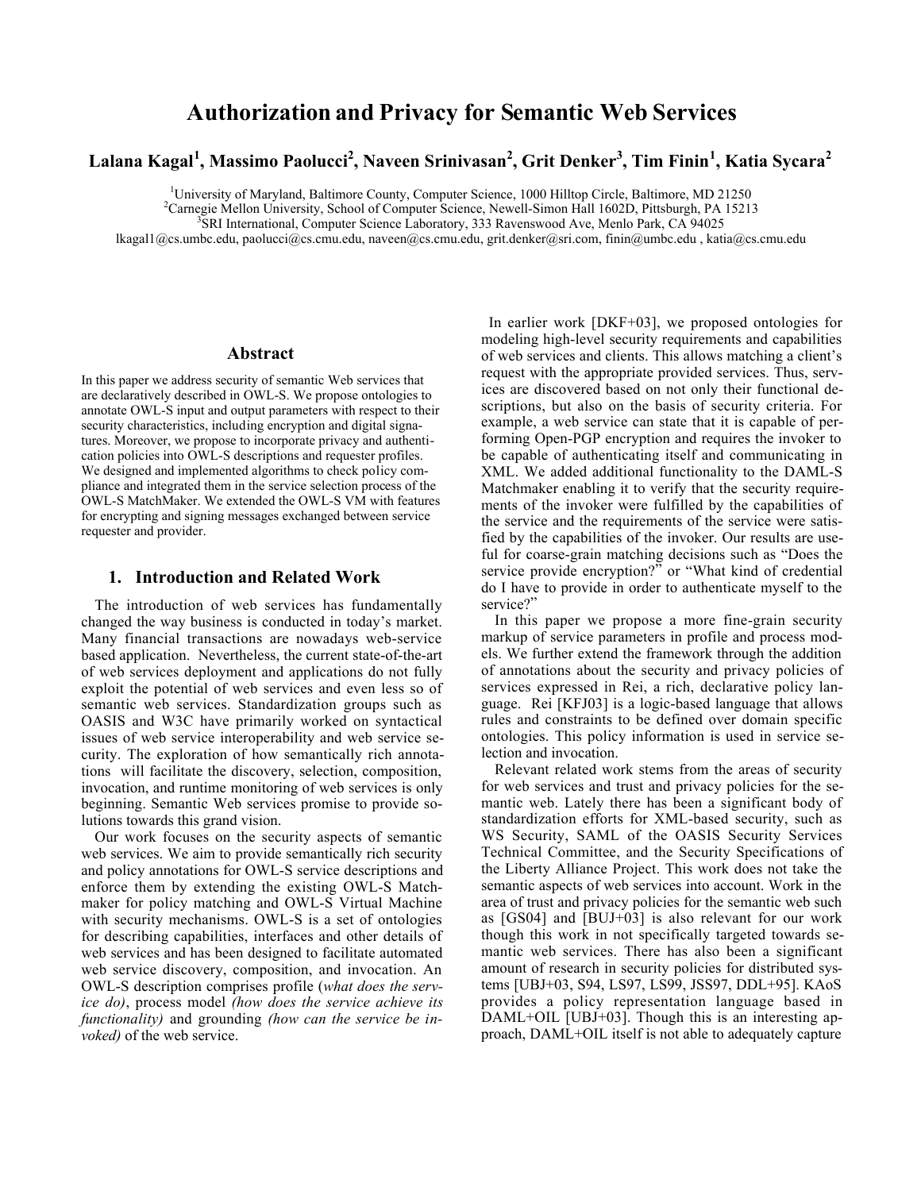# Authorization and Privacy for Semantic Web Services

**Lalana Kagal[1], Massimo Paolucci[2], Naveen Srinivasan[2], Grit Denker[3], Tim Finin[1], Katia Sycara[2]**

[1]University of Maryland, Baltimore County, Computer Science, 1000 Hilltop Circle, Baltimore, MD 21250
[2]Carnegie Mellon University, School of Computer Science, Newell-Simon Hall 1602D, Pittsburgh, PA 15213
[3]SRI International, Computer Science Laboratory, 333 Ravenswood Ave, Menlo Park, CA 94025
lkagal1@cs.umbc.edu, paolucci@cs.cmu.edu, naveen@cs.cmu.edu, grit.denker@sri.com, finin@umbc.edu , katia@cs.cmu.edu

## Abstract

In this paper we address security of semantic Web services that are declaratively described in OWL-S. We propose ontologies to annotate OWL-S input and output parameters with respect to their security characteristics, including encryption and digital signatures. Moreover, we propose to incorporate privacy and authentication policies into OWL-S descriptions and requester profiles. We designed and implemented algorithms to check policy compliance and integrated them in the service selection process of the OWL-S MatchMaker. We extended the OWL-S VM with features for encrypting and signing messages exchanged between service requester and provider.

## 1. Introduction and Related Work

The introduction of web services has fundamentally changed the way business is conducted in today's market. Many financial transactions are nowadays web-service based application. Nevertheless, the current state-of-the-art of web services deployment and applications do not fully exploit the potential of web services and even less so of semantic web services. Standardization groups such as OASIS and W3C have primarily worked on syntactical issues of web service interoperability and web service security. The exploration of how semantically rich annotations will facilitate the discovery, selection, composition, invocation, and runtime monitoring of web services is only beginning. Semantic Web services promise to provide solutions towards this grand vision.

Our work focuses on the security aspects of semantic web services. We aim to provide semantically rich security and policy annotations for OWL-S service descriptions and enforce them by extending the existing OWL-S Matchmaker for policy matching and OWL-S Virtual Machine with security mechanisms. OWL-S is a set of ontologies for describing capabilities, interfaces and other details of web services and has been designed to facilitate automated web service discovery, composition, and invocation. An OWL-S description comprises profile (*what does the service do)*, process model *(how does the service achieve its functionality)* and grounding *(how can the service be invoked)* of the web service.

In earlier work [DKF+03], we proposed ontologies for modeling high-level security requirements and capabilities of web services and clients. This allows matching a client's request with the appropriate provided services. Thus, services are discovered based on not only their functional descriptions, but also on the basis of security criteria. For example, a web service can state that it is capable of performing Open-PGP encryption and requires the invoker to be capable of authenticating itself and communicating in XML. We added additional functionality to the DAML-S Matchmaker enabling it to verify that the security requirements of the invoker were fulfilled by the capabilities of the service and the requirements of the service were satisfied by the capabilities of the invoker. Our results are useful for coarse-grain matching decisions such as "Does the service provide encryption?" or "What kind of credential do I have to provide in order to authenticate myself to the service?"

In this paper we propose a more fine-grain security markup of service parameters in profile and process models. We further extend the framework through the addition of annotations about the security and privacy policies of services expressed in Rei, a rich, declarative policy language. Rei [KFJ03] is a logic-based language that allows rules and constraints to be defined over domain specific ontologies. This policy information is used in service selection and invocation.

Relevant related work stems from the areas of security for web services and trust and privacy policies for the semantic web. Lately there has been a significant body of standardization efforts for XML-based security, such as WS Security, SAML of the OASIS Security Services Technical Committee, and the Security Specifications of the Liberty Alliance Project. This work does not take the semantic aspects of web services into account. Work in the area of trust and privacy policies for the semantic web such as [GS04] and [BUJ+03] is also relevant for our work though this work in not specifically targeted towards semantic web services. There has also been a significant amount of research in security policies for distributed systems [UBJ+03, S94, LS97, LS99, JSS97, DDL+95]. KAoS provides a policy representation language based in DAML+OIL [UBJ+03]. Though this is an interesting approach, DAML+OIL itself is not able to adequately capture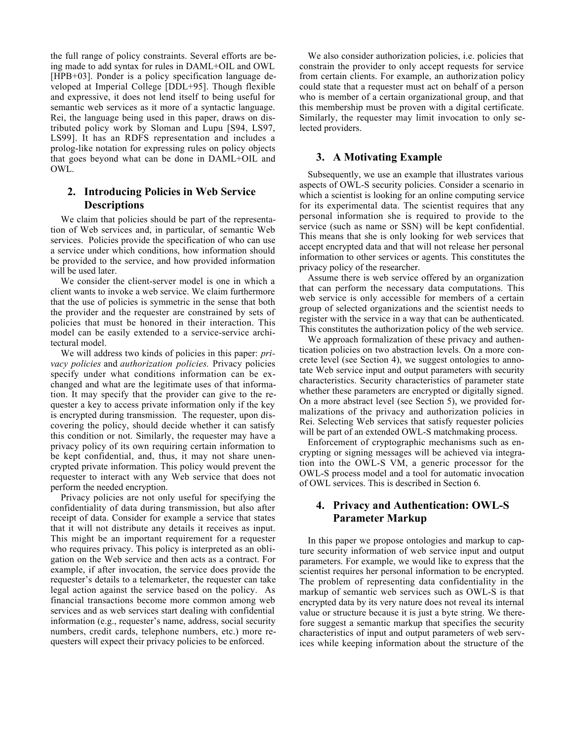the full range of policy constraints. Several efforts are being made to add syntax for rules in DAML+OIL and OWL [HPB+03]. Ponder is a policy specification language developed at Imperial College [DDL+95]. Though flexible and expressive, it does not lend itself to being useful for semantic web services as it more of a syntactic language. Rei, the language being used in this paper, draws on distributed policy work by Sloman and Lupu [S94, LS97, LS99]. It has an RDFS representation and includes a prolog-like notation for expressing rules on policy objects that goes beyond what can be done in DAML+OIL and OWL.

## 2. Introducing Policies in Web Service Descriptions

We claim that policies should be part of the representation of Web services and, in particular, of semantic Web services. Policies provide the specification of who can use a service under which conditions, how information should be provided to the service, and how provided information will be used later.

We consider the client-server model is one in which a client wants to invoke a web service. We claim furthermore that the use of policies is symmetric in the sense that both the provider and the requester are constrained by sets of policies that must be honored in their interaction. This model can be easily extended to a service-service architectural model.

We will address two kinds of policies in this paper: *privacy policies* and *authorization policies.* Privacy policies specify under what conditions information can be exchanged and what are the legitimate uses of that information. It may specify that the provider can give to the requester a key to access private information only if the key is encrypted during transmission. The requester, upon discovering the policy, should decide whether it can satisfy this condition or not. Similarly, the requester may have a privacy policy of its own requiring certain information to be kept confidential, and, thus, it may not share unencrypted private information. This policy would prevent the requester to interact with any Web service that does not perform the needed encryption.

Privacy policies are not only useful for specifying the confidentiality of data during transmission, but also after receipt of data. Consider for example a service that states that it will not distribute any details it receives as input. This might be an important requirement for a requester who requires privacy. This policy is interpreted as an obligation on the Web service and then acts as a contract. For example, if after invocation, the service does provide the requester's details to a telemarketer, the requester can take legal action against the service based on the policy. As financial transactions become more common among web services and as web services start dealing with confidential information (e.g., requester's name, address, social security numbers, credit cards, telephone numbers, etc.) more requesters will expect their privacy policies to be enforced.

We also consider authorization policies, i.e. policies that constrain the provider to only accept requests for service from certain clients. For example, an authorization policy could state that a requester must act on behalf of a person who is member of a certain organizational group, and that this membership must be proven with a digital certificate. Similarly, the requester may limit invocation to only selected providers.

## 3. A Motivating Example

Subsequently, we use an example that illustrates various aspects of OWL-S security policies. Consider a scenario in which a scientist is looking for an online computing service for its experimental data. The scientist requires that any personal information she is required to provide to the service (such as name or SSN) will be kept confidential. This means that she is only looking for web services that accept encrypted data and that will not release her personal information to other services or agents. This constitutes the privacy policy of the researcher.

Assume there is web service offered by an organization that can perform the necessary data computations. This web service is only accessible for members of a certain group of selected organizations and the scientist needs to register with the service in a way that can be authenticated. This constitutes the authorization policy of the web service.

We approach formalization of these privacy and authentication policies on two abstraction levels. On a more concrete level (see Section 4), we suggest ontologies to annotate Web service input and output parameters with security characteristics. Security characteristics of parameter state whether these parameters are encrypted or digitally signed. On a more abstract level (see Section 5), we provided formalizations of the privacy and authorization policies in Rei. Selecting Web services that satisfy requester policies will be part of an extended OWL-S matchmaking process.

Enforcement of cryptographic mechanisms such as encrypting or signing messages will be achieved via integration into the OWL-S VM, a generic processor for the OWL-S process model and a tool for automatic invocation of OWL services. This is described in Section 6.

## 4. Privacy and Authentication: OWL-S Parameter Markup

In this paper we propose ontologies and markup to capture security information of web service input and output parameters. For example, we would like to express that the scientist requires her personal information to be encrypted. The problem of representing data confidentiality in the markup of semantic web services such as OWL-S is that encrypted data by its very nature does not reveal its internal value or structure because it is just a byte string. We therefore suggest a semantic markup that specifies the security characteristics of input and output parameters of web services while keeping information about the structure of the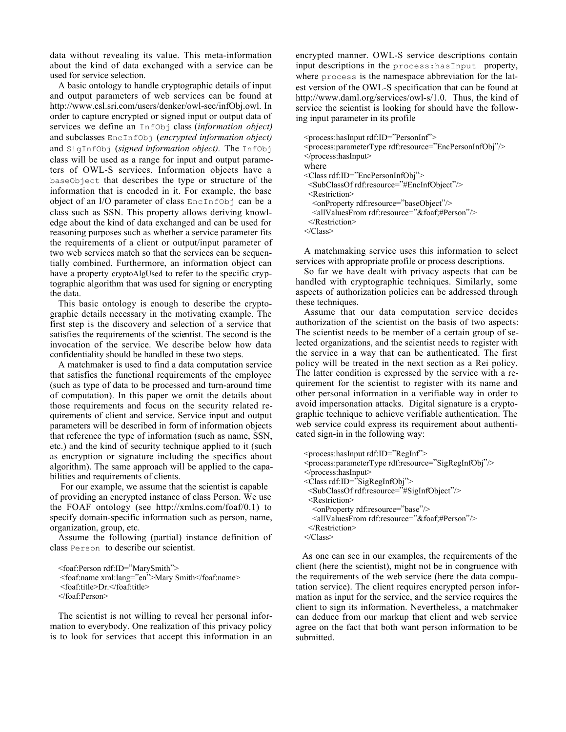data without revealing its value. This meta-information about the kind of data exchanged with a service can be used for service selection.

A basic ontology to handle cryptographic details of input and output parameters of web services can be found at http://www.csl.sri.com/users/denker/owl-sec/infObj.owl. In order to capture encrypted or signed input or output data of services we define an `InfObj` class (*information object)* and subclasses `EncInfObj` (*encrypted information object)* and `SigInfObj` (*signed information object).* The `InfObj` class will be used as a range for input and output parameters of OWL-S services. Information objects have a `baseObject` that describes the type or structure of the information that is encoded in it. For example, the base object of an I/O parameter of class `EncInfObj` can be a class such as SSN. This property allows deriving knowledge about the kind of data exchanged and can be used for reasoning purposes such as whether a service parameter fits the requirements of a client or output/input parameter of two web services match so that the services can be sequentially combined. Furthermore, an information object can have a property cryptoAlgUsed to refer to the specific cryptographic algorithm that was used for signing or encrypting the data.

This basic ontology is enough to describe the cryptographic details necessary in the motivating example. The first step is the discovery and selection of a service that satisfies the requirements of the scientist. The second is the invocation of the service. We describe below how data confidentiality should be handled in these two steps.

A matchmaker is used to find a data computation service that satisfies the functional requirements of the employee (such as type of data to be processed and turn-around time of computation). In this paper we omit the details about those requirements and focus on the security related requirements of client and service. Service input and output parameters will be described in form of information objects that reference the type of information (such as name, SSN, etc.) and the kind of security technique applied to it (such as encryption or signature including the specifics about algorithm). The same approach will be applied to the capabilities and requirements of clients.

For our example, we assume that the scientist is capable of providing an encrypted instance of class Person. We use the FOAF ontology (see http://xmlns.com/foaf/0.1) to specify domain-specific information such as person, name, organization, group, etc.

Assume the following (partial) instance definition of class `Person` to describe our scientist.

```
<foaf:Person rdf:ID="MarySmith">
 <foaf:name xml:lang="en">Mary Smith</foaf:name>
 <foaf:title>Dr.</foaf:title>
</foaf:Person>
```

The scientist is not willing to reveal her personal information to everybody. One realization of this privacy policy is to look for services that accept this information in an encrypted manner. OWL-S service descriptions contain input descriptions in the `process:hasInput` property, where `process` is the namespace abbreviation for the latest version of the OWL-S specification that can be found at http://www.daml.org/services/owl-s/1.0. Thus, the kind of service the scientist is looking for should have the following input parameter in its profile

```
<process:hasInput rdf:ID="PersonInf">
<process:parameterType rdf:resource="EncPersonInfObj"/>
</process:hasInput>
where
<Class rdf:ID="EncPersonInfObj">
  <SubClassOf rdf:resource="#EncInfObject"/>
  <Restriction>
    <onProperty rdf:resource="baseObject"/>
    <allValuesFrom rdf:resource="&foaf;#Person"/>
  </Restriction>
</Class>
```

A matchmaking service uses this information to select services with appropriate profile or process descriptions.

So far we have dealt with privacy aspects that can be handled with cryptographic techniques. Similarly, some aspects of authorization policies can be addressed through these techniques.

Assume that our data computation service decides authorization of the scientist on the basis of two aspects: The scientist needs to be member of a certain group of selected organizations, and the scientist needs to register with the service in a way that can be authenticated. The first policy will be treated in the next section as a Rei policy. The latter condition is expressed by the service with a requirement for the scientist to register with its name and other personal information in a verifiable way in order to avoid impersonation attacks. Digital signature is a cryptographic technique to achieve verifiable authentication. The web service could express its requirement about authenticated sign-in in the following way:

```
<process:hasInput rdf:ID="RegInf">
<process:parameterType rdf:resource="SigRegInfObj"/>
</process:hasInput>
<Class rdf:ID="SigRegInfObj">
  <SubClassOf rdf:resource="#SigInfObject"/>
  <Restriction>
    <onProperty rdf:resource="base"/>
    <allValuesFrom rdf:resource="&foaf;#Person"/>
  </Restriction>
</Class>
```

As one can see in our examples, the requirements of the client (here the scientist), might not be in congruence with the requirements of the web service (here the data computation service). The client requires encrypted person information as input for the service, and the service requires the client to sign its information. Nevertheless, a matchmaker can deduce from our markup that client and web service agree on the fact that both want person information to be submitted.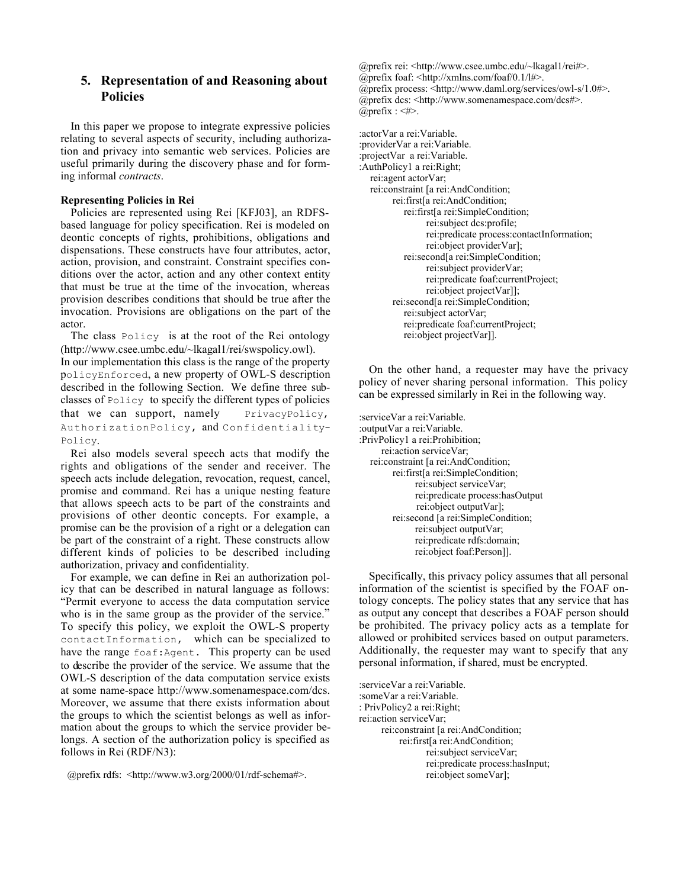## 5. Representation of and Reasoning about Policies

In this paper we propose to integrate expressive policies relating to several aspects of security, including authorization and privacy into semantic web services. Policies are useful primarily during the discovery phase and for forming informal *contracts*.

**Representing Policies in Rei**

Policies are represented using Rei [KFJ03], an RDFS-based language for policy specification. Rei is modeled on deontic concepts of rights, prohibitions, obligations and dispensations. These constructs have four attributes, actor, action, provision, and constraint. Constraint specifies conditions over the actor, action and any other context entity that must be true at the time of the invocation, whereas provision describes conditions that should be true after the invocation. Provisions are obligations on the part of the actor.

The class `Policy` is at the root of the Rei ontology (http://www.csee.umbc.edu/~lkagal1/rei/swspolicy.owl). In our implementation this class is the range of the property `policyEnforced`, a new property of OWL-S description described in the following Section. We define three subclasses of `Policy` to specify the different types of policies that we can support, namely `PrivacyPolicy`, `AuthorizationPolicy`, and `Confidentiality-Policy`.

Rei also models several speech acts that modify the rights and obligations of the sender and receiver. The speech acts include delegation, revocation, request, cancel, promise and command. Rei has a unique nesting feature that allows speech acts to be part of the constraints and provisions of other deontic concepts. For example, a promise can be the provision of a right or a delegation can be part of the constraint of a right. These constructs allow different kinds of policies to be described including authorization, privacy and confidentiality.

For example, we can define in Rei an authorization policy that can be described in natural language as follows: "Permit everyone to access the data computation service who is in the same group as the provider of the service." To specify this policy, we exploit the OWL-S property `contactInformation`, which can be specialized to have the range `foaf:Agent`. This property can be used to describe the provider of the service. We assume that the OWL-S description of the data computation service exists at some name-space http://www.somenamespace.com/dcs. Moreover, we assume that there exists information about the groups to which the scientist belongs as well as information about the groups to which the service provider belongs. A section of the authorization policy is specified as follows in Rei (RDF/N3):

```
@prefix rdfs: <http://www.w3.org/2000/01/rdf-schema#>.
@prefix rei: <http://www.csee.umbc.edu/~lkagal1/rei#>.
@prefix foaf: <http://xmlns.com/foaf/0.1/l#>.
@prefix process: <http://www.daml.org/services/owl-s/1.0#>.
@prefix dcs: <http://www.somenamespace.com/dcs#>.
@prefix : <#>.

:actorVar a rei:Variable.
:providerVar a rei:Variable.
:projectVar  a rei:Variable.
:AuthPolicy1 a rei:Right;
   rei:agent actorVar;
   rei:constraint [a rei:AndCondition;
         rei:first[a rei:AndCondition;
            rei:first[a rei:SimpleCondition;
                  rei:subject dcs:profile;
                  rei:predicate process:contactInformation;
                  rei:object providerVar];
            rei:second[a rei:SimpleCondition;
                  rei:subject providerVar;
                  rei:predicate foaf:currentProject;
                  rei:object projectVar]];
         rei:second[a rei:SimpleCondition;
            rei:subject actorVar;
            rei:predicate foaf:currentProject;
            rei:object projectVar]].
```

On the other hand, a requester may have the privacy policy of never sharing personal information. This policy can be expressed similarly in Rei in the following way.

```
:serviceVar a rei:Variable.
:outputVar a rei:Variable.
:PrivPolicy1 a rei:Prohibition;
      rei:action serviceVar;
   rei:constraint [a rei:AndCondition;
         rei:first[a rei:SimpleCondition;
               rei:subject serviceVar;
               rei:predicate process:hasOutput
               rei:object outputVar];
         rei:second [a rei:SimpleCondition;
               rei:subject outputVar;
               rei:predicate rdfs:domain;
               rei:object foaf:Person]].
```

Specifically, this privacy policy assumes that all personal information of the scientist is specified by the FOAF ontology concepts. The policy states that any service that has as output any concept that describes a FOAF person should be prohibited. The privacy policy acts as a template for allowed or prohibited services based on output parameters. Additionally, the requester may want to specify that any personal information, if shared, must be encrypted.

```
:serviceVar a rei:Variable.
:someVar a rei:Variable.
: PrivPolicy2 a rei:Right;
rei:action serviceVar;
      rei:constraint [a rei:AndCondition;
            rei:first[a rei:AndCondition;
                  rei:subject serviceVar;
                  rei:predicate process:hasInput;
                  rei:object someVar];
```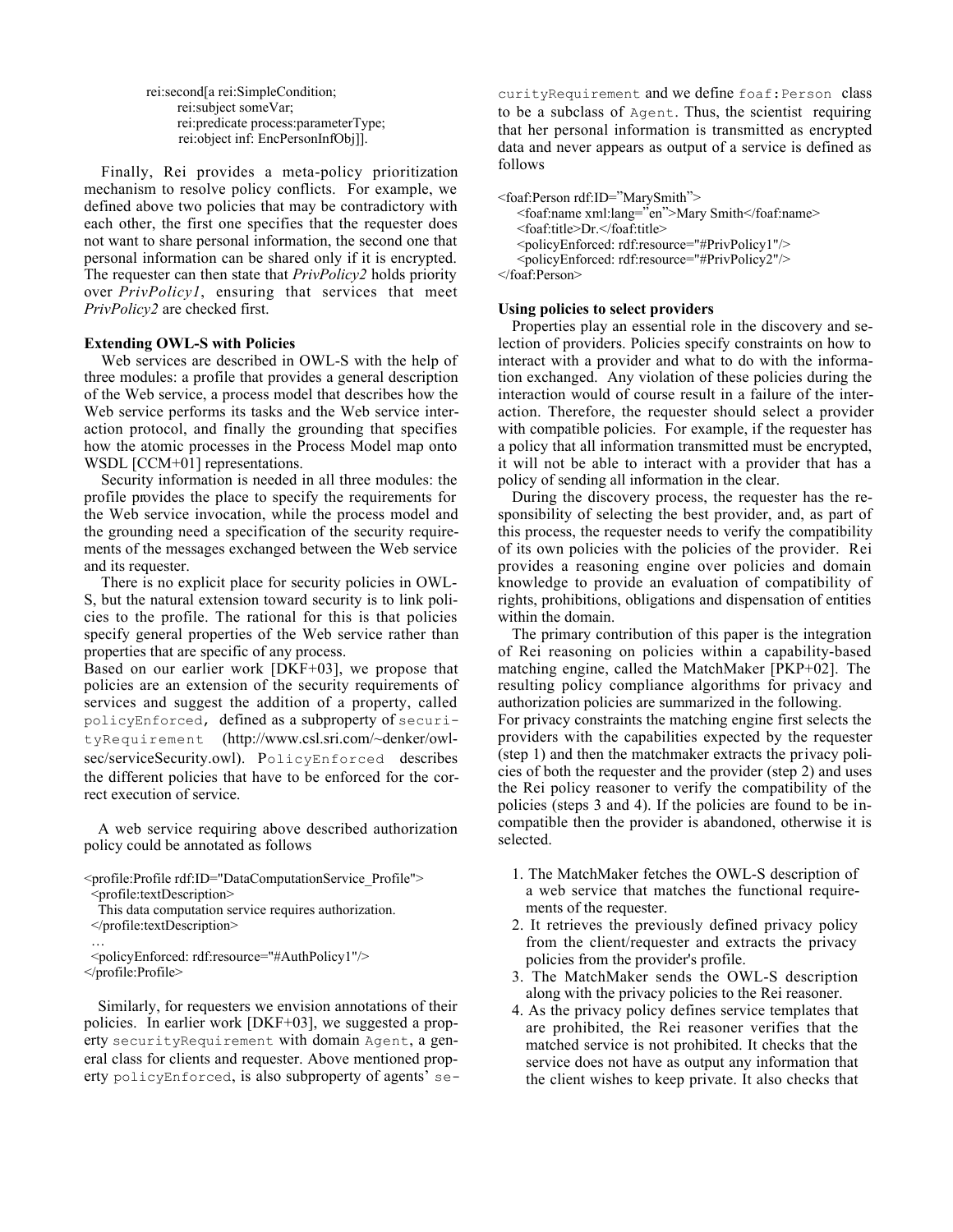```
rei:second[a rei:SimpleCondition;
      rei:subject someVar;
      rei:predicate process:parameterType;
      rei:object inf: EncPersonInfObj]].
```

Finally, Rei provides a meta-policy prioritization mechanism to resolve policy conflicts. For example, we defined above two policies that may be contradictory with each other, the first one specifies that the requester does not want to share personal information, the second one that personal information can be shared only if it is encrypted. The requester can then state that *PrivPolicy2* holds priority over *PrivPolicy1*, ensuring that services that meet *PrivPolicy2* are checked first.

**Extending OWL-S with Policies**

Web services are described in OWL-S with the help of three modules: a profile that provides a general description of the Web service, a process model that describes how the Web service performs its tasks and the Web service interaction protocol, and finally the grounding that specifies how the atomic processes in the Process Model map onto WSDL [CCM+01] representations.

Security information is needed in all three modules: the profile provides the place to specify the requirements for the Web service invocation, while the process model and the grounding need a specification of the security requirements of the messages exchanged between the Web service and its requester.

There is no explicit place for security policies in OWL-S, but the natural extension toward security is to link policies to the profile. The rational for this is that policies specify general properties of the Web service rather than properties that are specific of any process.
Based on our earlier work [DKF+03], we propose that policies are an extension of the security requirements of services and suggest the addition of a property, called `policyEnforced`, defined as a subproperty of `securityRequirement` (http://www.csl.sri.com/~denker/owl-sec/serviceSecurity.owl). `PolicyEnforced` describes the different policies that have to be enforced for the correct execution of service.

A web service requiring above described authorization policy could be annotated as follows

```
<profile:Profile rdf:ID="DataComputationService_Profile">
  <profile:textDescription>
    This data computation service requires authorization.
  </profile:textDescription>
  …
  <policyEnforced: rdf:resource="#AuthPolicy1"/>
</profile:Profile>
```

Similarly, for requesters we envision annotations of their policies. In earlier work [DKF+03], we suggested a property `securityRequirement` with domain `Agent`, a general class for clients and requester. Above mentioned property `policyEnforced`, is also subproperty of agents' `securityRequirement` and we define `foaf:Person` class to be a subclass of `Agent`. Thus, the scientist requiring that her personal information is transmitted as encrypted data and never appears as output of a service is defined as follows

```
<foaf:Person rdf:ID="MarySmith">
   <foaf:name xml:lang="en">Mary Smith</foaf:name>
   <foaf:title>Dr.</foaf:title>
   <policyEnforced: rdf:resource="#PrivPolicy1"/>
   <policyEnforced: rdf:resource="#PrivPolicy2"/>
</foaf:Person>
```

**Using policies to select providers**

Properties play an essential role in the discovery and selection of providers. Policies specify constraints on how to interact with a provider and what to do with the information exchanged. Any violation of these policies during the interaction would of course result in a failure of the interaction. Therefore, the requester should select a provider with compatible policies. For example, if the requester has a policy that all information transmitted must be encrypted, it will not be able to interact with a provider that has a policy of sending all information in the clear.

During the discovery process, the requester has the responsibility of selecting the best provider, and, as part of this process, the requester needs to verify the compatibility of its own policies with the policies of the provider. Rei provides a reasoning engine over policies and domain knowledge to provide an evaluation of compatibility of rights, prohibitions, obligations and dispensation of entities within the domain.

The primary contribution of this paper is the integration of Rei reasoning on policies within a capability-based matching engine, called the MatchMaker [PKP+02]. The resulting policy compliance algorithms for privacy and authorization policies are summarized in the following.
For privacy constraints the matching engine first selects the providers with the capabilities expected by the requester (step 1) and then the matchmaker extracts the privacy policies of both the requester and the provider (step 2) and uses the Rei policy reasoner to verify the compatibility of the policies (steps 3 and 4). If the policies are found to be incompatible then the provider is abandoned, otherwise it is selected.

1. The MatchMaker fetches the OWL-S description of a web service that matches the functional requirements of the requester.
2. It retrieves the previously defined privacy policy from the client/requester and extracts the privacy policies from the provider's profile.
3. The MatchMaker sends the OWL-S description along with the privacy policies to the Rei reasoner.
4. As the privacy policy defines service templates that are prohibited, the Rei reasoner verifies that the matched service is not prohibited. It checks that the service does not have as output any information that the client wishes to keep private. It also checks that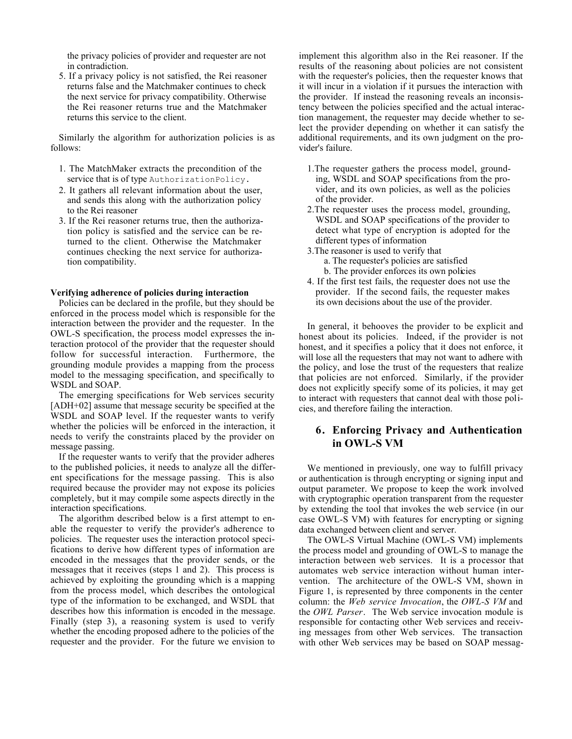the privacy policies of provider and requester are not in contradiction.

5. If a privacy policy is not satisfied, the Rei reasoner returns false and the Matchmaker continues to check the next service for privacy compatibility. Otherwise the Rei reasoner returns true and the Matchmaker returns this service to the client.

Similarly the algorithm for authorization policies is as follows:

1. The MatchMaker extracts the precondition of the service that is of type `AuthorizationPolicy`.
2. It gathers all relevant information about the user, and sends this along with the authorization policy to the Rei reasoner
3. If the Rei reasoner returns true, then the authorization policy is satisfied and the service can be returned to the client. Otherwise the Matchmaker continues checking the next service for authorization compatibility.

**Verifying adherence of policies during interaction**

Policies can be declared in the profile, but they should be enforced in the process model which is responsible for the interaction between the provider and the requester. In the OWL-S specification, the process model expresses the interaction protocol of the provider that the requester should follow for successful interaction. Furthermore, the grounding module provides a mapping from the process model to the messaging specification, and specifically to WSDL and SOAP.

The emerging specifications for Web services security [ADH+02] assume that message security be specified at the WSDL and SOAP level. If the requester wants to verify whether the policies will be enforced in the interaction, it needs to verify the constraints placed by the provider on message passing.

If the requester wants to verify that the provider adheres to the published policies, it needs to analyze all the different specifications for the message passing. This is also required because the provider may not expose its policies completely, but it may compile some aspects directly in the interaction specifications.

The algorithm described below is a first attempt to enable the requester to verify the provider's adherence to policies. The requester uses the interaction protocol specifications to derive how different types of information are encoded in the messages that the provider sends, or the messages that it receives (steps 1 and 2). This process is achieved by exploiting the grounding which is a mapping from the process model, which describes the ontological type of the information to be exchanged, and WSDL that describes how this information is encoded in the message. Finally (step 3), a reasoning system is used to verify whether the encoding proposed adhere to the policies of the requester and the provider. For the future we envision to implement this algorithm also in the Rei reasoner. If the results of the reasoning about policies are not consistent with the requester's policies, then the requester knows that it will incur in a violation if it pursues the interaction with the provider. If instead the reasoning reveals an inconsistency between the policies specified and the actual interaction management, the requester may decide whether to select the provider depending on whether it can satisfy the additional requirements, and its own judgment on the provider's failure.

1. The requester gathers the process model, grounding, WSDL and SOAP specifications from the provider, and its own policies, as well as the policies of the provider.
2. The requester uses the process model, grounding, WSDL and SOAP specifications of the provider to detect what type of encryption is adopted for the different types of information
3. The reasoner is used to verify that
   a. The requester's policies are satisfied
   b. The provider enforces its own policies
4. If the first test fails, the requester does not use the provider. If the second fails, the requester makes its own decisions about the use of the provider.

In general, it behooves the provider to be explicit and honest about its policies. Indeed, if the provider is not honest, and it specifies a policy that it does not enforce, it will lose all the requesters that may not want to adhere with the policy, and lose the trust of the requesters that realize that policies are not enforced. Similarly, if the provider does not explicitly specify some of its policies, it may get to interact with requesters that cannot deal with those policies, and therefore failing the interaction.

## 6. Enforcing Privacy and Authentication in OWL-S VM

We mentioned in previously, one way to fulfill privacy or authentication is through encrypting or signing input and output parameter. We propose to keep the work involved with cryptographic operation transparent from the requester by extending the tool that invokes the web service (in our case OWL-S VM) with features for encrypting or signing data exchanged between client and server.

The OWL-S Virtual Machine (OWL-S VM) implements the process model and grounding of OWL-S to manage the interaction between web services. It is a processor that automates web service interaction without human intervention. The architecture of the OWL-S VM, shown in Figure 1, is represented by three components in the center column: the *Web service Invocation*, the *OWL-S VM* and the *OWL Parser*. The Web service invocation module is responsible for contacting other Web services and receiving messages from other Web services. The transaction with other Web services may be based on SOAP messag-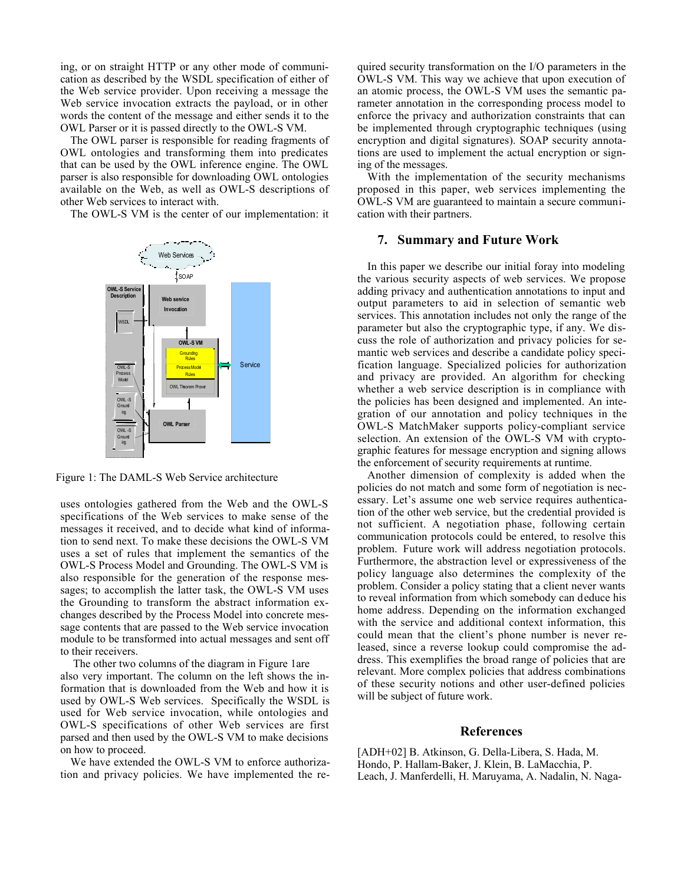ing, or on straight HTTP or any other mode of communication as described by the WSDL specification of either of the Web service provider. Upon receiving a message the Web service invocation extracts the payload, or in other words the content of the message and either sends it to the OWL Parser or it is passed directly to the OWL-S VM.

The OWL parser is responsible for reading fragments of OWL ontologies and transforming them into predicates that can be used by the OWL inference engine. The OWL parser is also responsible for downloading OWL ontologies available on the Web, as well as OWL-S descriptions of other Web services to interact with.

The OWL-S VM is the center of our implementation: it uses ontologies gathered from the Web and the OWL-S specifications of the Web services to make sense of the messages it received, and to decide what kind of information to send next. To make these decisions the OWL-S VM uses a set of rules that implement the semantics of the OWL-S Process Model and Grounding. The OWL-S VM is also responsible for the generation of the response messages; to accomplish the latter task, the OWL-S VM uses the Grounding to transform the abstract information exchanges described by the Process Model into concrete message contents that are passed to the Web service invocation module to be transformed into actual messages and sent off to their receivers.

Web Services
SOAP
OWL-S Service Description
Web service Invocation
WSDL
OWL-S VM
Grounding Rules
ProcessModel Rules
OWL Theorem Prover
Service
OWL-S Process Model
OWL-S Grounding
OWL-S Grounding
OWL Parser

Figure 1: The DAML-S Web Service architecture

The other two columns of the diagram in Figure 1are also very important. The column on the left shows the information that is downloaded from the Web and how it is used by OWL-S Web services. Specifically the WSDL is used for Web service invocation, while ontologies and OWL-S specifications of other Web services are first parsed and then used by the OWL-S VM to make decisions on how to proceed.

We have extended the OWL-S VM to enforce authorization and privacy policies. We have implemented the required security transformation on the I/O parameters in the OWL-S VM. This way we achieve that upon execution of an atomic process, the OWL-S VM uses the semantic parameter annotation in the corresponding process model to enforce the privacy and authorization constraints that can be implemented through cryptographic techniques (using encryption and digital signatures). SOAP security annotations are used to implement the actual encryption or signing of the messages.

With the implementation of the security mechanisms proposed in this paper, web services implementing the OWL-S VM are guaranteed to maintain a secure communication with their partners.

## 7. Summary and Future Work

In this paper we describe our initial foray into modeling the various security aspects of web services. We propose adding privacy and authentication annotations to input and output parameters to aid in selection of semantic web services. This annotation includes not only the range of the parameter but also the cryptographic type, if any. We discuss the role of authorization and privacy policies for semantic web services and describe a candidate policy specification language. Specialized policies for authorization and privacy are provided. An algorithm for checking whether a web service description is in compliance with the policies has been designed and implemented. An integration of our annotation and policy techniques in the OWL-S MatchMaker supports policy-compliant service selection. An extension of the OWL-S VM with cryptographic features for message encryption and signing allows the enforcement of security requirements at runtime.

Another dimension of complexity is added when the policies do not match and some form of negotiation is necessary. Let's assume one web service requires authentication of the other web service, but the credential provided is not sufficient. A negotiation phase, following certain communication protocols could be entered, to resolve this problem. Future work will address negotiation protocols. Furthermore, the abstraction level or expressiveness of the policy language also determines the complexity of the problem. Consider a policy stating that a client never wants to reveal information from which somebody can deduce his home address. Depending on the information exchanged with the service and additional context information, this could mean that the client's phone number is never released, since a reverse lookup could compromise the address. This exemplifies the broad range of policies that are relevant. More complex policies that address combinations of these security notions and other user-defined policies will be subject of future work.

## References

[ADH+02] B. Atkinson, G. Della-Libera, S. Hada, M. Hondo, P. Hallam-Baker, J. Klein, B. LaMacchia, P. Leach, J. Manferdelli, H. Maruyama, A. Nadalin, N. Naga-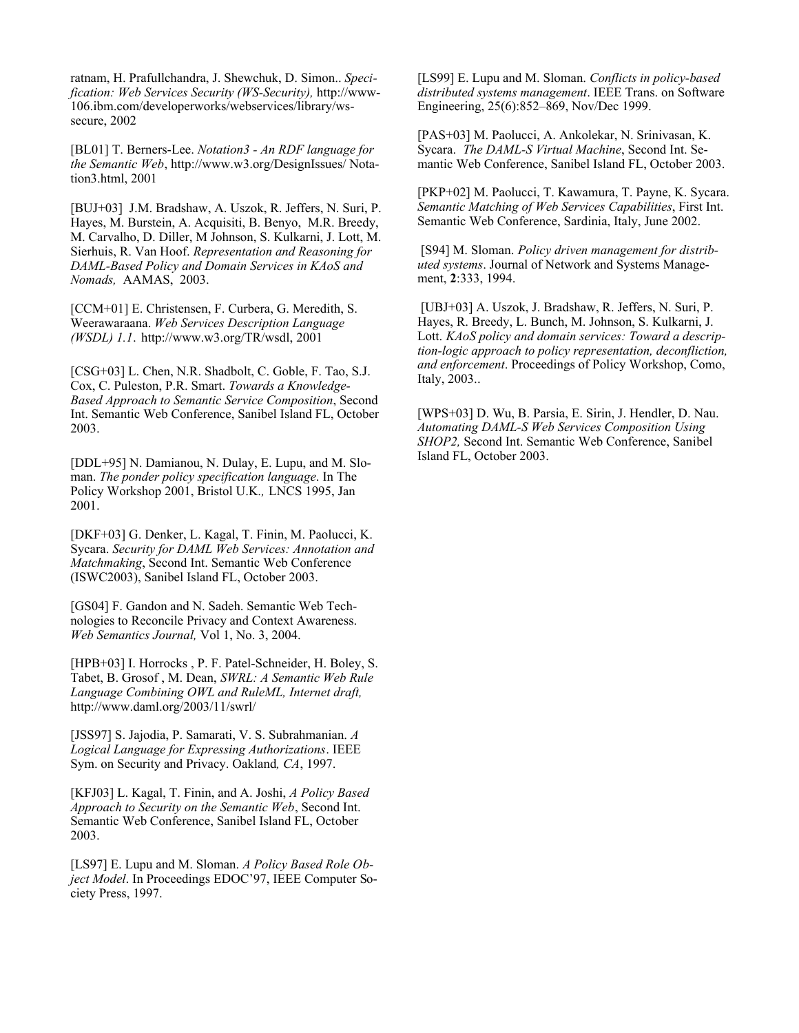ratnam, H. Prafullchandra, J. Shewchuk, D. Simon.. *Specification: Web Services Security (WS-Security),* http://www-106.ibm.com/developerworks/webservices/library/ws-secure, 2002

[BL01] T. Berners-Lee. *Notation3 - An RDF language for the Semantic Web*, http://www.w3.org/DesignIssues/ Notation3.html, 2001

[BUJ+03] J.M. Bradshaw, A. Uszok, R. Jeffers, N. Suri, P. Hayes, M. Burstein, A. Acquisiti, B. Benyo, M.R. Breedy, M. Carvalho, D. Diller, M Johnson, S. Kulkarni, J. Lott, M. Sierhuis, R. Van Hoof. *Representation and Reasoning for DAML-Based Policy and Domain Services in KAoS and Nomads,* AAMAS, 2003.

[CCM+01] E. Christensen, F. Curbera, G. Meredith, S. Weerawaraana. *Web Services Description Language (WSDL) 1.1*. http://www.w3.org/TR/wsdl, 2001

[CSG+03] L. Chen, N.R. Shadbolt, C. Goble, F. Tao, S.J. Cox, C. Puleston, P.R. Smart. *Towards a Knowledge-Based Approach to Semantic Service Composition*, Second Int. Semantic Web Conference, Sanibel Island FL, October 2003.

[DDL+95] N. Damianou, N. Dulay, E. Lupu, and M. Sloman. *The ponder policy specification language*. In The Policy Workshop 2001, Bristol U.K*.,* LNCS 1995, Jan 2001.

[DKF+03] G. Denker, L. Kagal, T. Finin, M. Paolucci, K. Sycara. *Security for DAML Web Services: Annotation and Matchmaking*, Second Int. Semantic Web Conference (ISWC2003), Sanibel Island FL, October 2003.

[GS04] F. Gandon and N. Sadeh. Semantic Web Technologies to Reconcile Privacy and Context Awareness. *Web Semantics Journal,* Vol 1, No. 3, 2004.

[HPB+03] I. Horrocks , P. F. Patel-Schneider, H. Boley, S. Tabet, B. Grosof , M. Dean, *SWRL: A Semantic Web Rule Language Combining OWL and RuleML, Internet draft,* http://www.daml.org/2003/11/swrl/

[JSS97] S. Jajodia, P. Samarati, V. S. Subrahmanian. *A Logical Language for Expressing Authorizations*. IEEE Sym. on Security and Privacy. Oakland*, CA*, 1997.

[KFJ03] L. Kagal, T. Finin, and A. Joshi, *A Policy Based Approach to Security on the Semantic Web*, Second Int. Semantic Web Conference, Sanibel Island FL, October 2003.

[LS97] E. Lupu and M. Sloman. *A Policy Based Role Object Model*. In Proceedings EDOC'97, IEEE Computer Society Press, 1997.

[LS99] E. Lupu and M. Sloman. *Conflicts in policy-based distributed systems management*. IEEE Trans. on Software Engineering, 25(6):852–869, Nov/Dec 1999.

[PAS+03] M. Paolucci, A. Ankolekar, N. Srinivasan, K. Sycara. *The DAML-S Virtual Machine*, Second Int. Semantic Web Conference, Sanibel Island FL, October 2003.

[PKP+02] M. Paolucci, T. Kawamura, T. Payne, K. Sycara. *Semantic Matching of Web Services Capabilities*, First Int. Semantic Web Conference, Sardinia, Italy, June 2002.

[S94] M. Sloman. *Policy driven management for distributed systems*. Journal of Network and Systems Management, **2**:333, 1994.

[UBJ+03] A. Uszok, J. Bradshaw, R. Jeffers, N. Suri, P. Hayes, R. Breedy, L. Bunch, M. Johnson, S. Kulkarni, J. Lott. *KAoS policy and domain services: Toward a description-logic approach to policy representation, deconfliction, and enforcement*. Proceedings of Policy Workshop, Como, Italy, 2003..

[WPS+03] D. Wu, B. Parsia, E. Sirin, J. Hendler, D. Nau. *Automating DAML-S Web Services Composition Using SHOP2,* Second Int. Semantic Web Conference, Sanibel Island FL, October 2003.